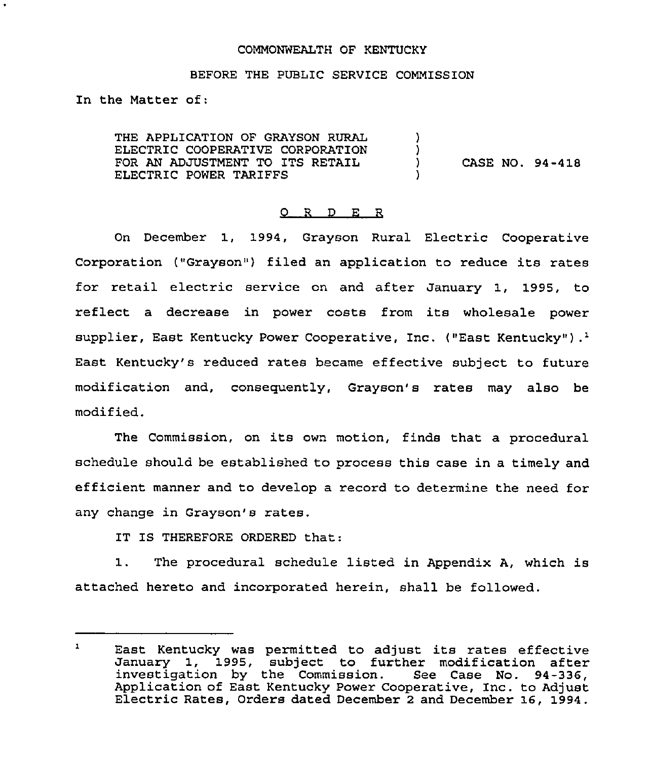COMMONWEALTH OF KENTUCKY

BEFORE THE PUBLIC SERVICE COMMISSION

In the Matter of:

THE APPLICATION OF GRAYSON RURAL ELECTRIC COOPERATIVE CORPORATION FOR AN ADJUSTMENT TO ITS RETAIL ELECTRIC POWER TARIFFS ) CASE NO. 94-418

O R D E R

On December 1, 1994, Grayson Rural Electric Cooperative Corporation ("Grayson") filed an application to reduce its rates for retail electric service on and after January 1, 1995, to reflect a decrease in power costs from its wholesale power supplier, East Kentucky Power Cooperative, Inc. ("East Kentucky").[1] East Kentucky's reduced rates became effective subject to future modification and, consequently, Grayson's rates may also be modified.

The Commission, on its own motion, finds that a procedural schedule should be established to process this case in a timely and efficient manner and to develop a record to determine the need for any change in Grayson's rates.

IT IS THEREFORE ORDERED that:

1. The procedural schedule listed in Appendix A, which is attached hereto and incorporated herein, shall be followed.

---

[1] East Kentucky was permitted to adjust its rates effective January 1, 1995, subject to further modification after investigation by the Commission. See Case No. 94-336, Application of East Kentucky Power Cooperative, Inc. to Adjust Electric Rates, Orders dated December 2 and December 16, 1994.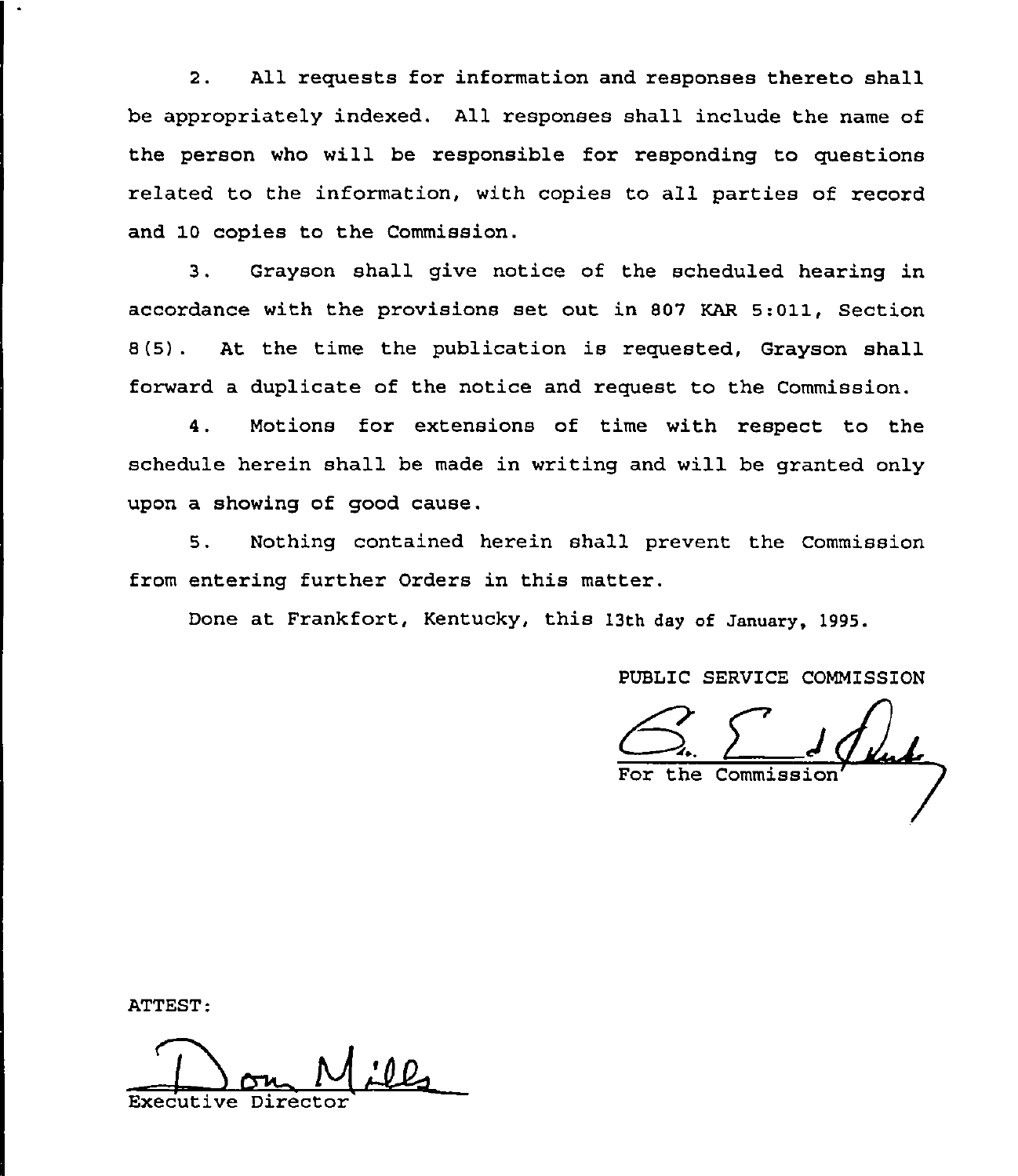2. All requests for information and responses thereto shall be appropriately indexed. All responses shall include the name of the person who will be responsible for responding to questions related to the information, with copies to all parties of record and 10 copies to the Commission.

3. Grayson shall give notice of the scheduled hearing in accordance with the provisions set out in 807 KAR 5:011, Section 8(5). At the time the publication is requested, Grayson shall forward a duplicate of the notice and request to the Commission.

4. Motions for extensions of time with respect to the schedule herein shall be made in writing and will be granted only upon a showing of good cause.

5. Nothing contained herein shall prevent the Commission from entering further Orders in this matter.

Done at Frankfort, Kentucky, this 13th day of January, 1995.

PUBLIC SERVICE COMMISSION

For the Commission

ATTEST:

Executive Director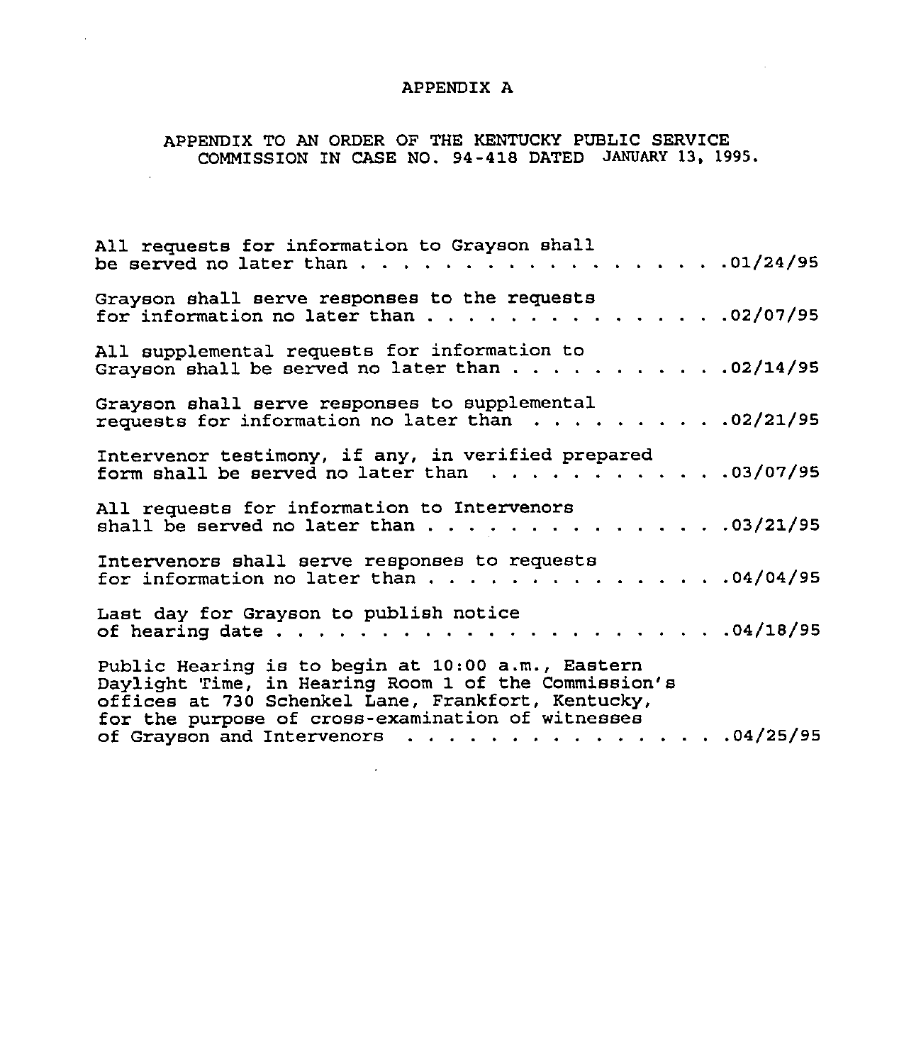# APPENDIX A

APPENDIX TO AN ORDER OF THE KENTUCKY PUBLIC SERVICE COMMISSION IN CASE NO. 94-418 DATED JANUARY 13, 1995.

All requests for information to Grayson shall be served no later than . . . . . . . . . . . . . . . . . . .01/24/95

Grayson shall serve responses to the requests for information no later than . . . . . . . . . . . . . . .02/07/95

All supplemental requests for information to Grayson shall be served no later than . . . . . . . . . . .02/14/95

Grayson shall serve responses to supplemental requests for information no later than . . . . . . . . . .02/21/95

Intervenor testimony, if any, in verified prepared form shall be served no later than . . . . . . . . . . . .03/07/95

All requests for information to Intervenors shall be served no later than . . . . . . . . . . . . . . .03/21/95

Intervenors shall serve responses to requests for information no later than . . . . . . . . . . . . . . .04/04/95

Last day for Grayson to publish notice of hearing date . . . . . . . . . . . . . . . . . . . . . . . .04/18/95

Public Hearing is to begin at 10:00 a.m., Eastern Daylight Time, in Hearing Room 1 of the Commission's offices at 730 Schenkel Lane, Frankfort, Kentucky, for the purpose of cross-examination of witnesses of Grayson and Intervenors . . . . . . . . . . . . . . . .04/25/95